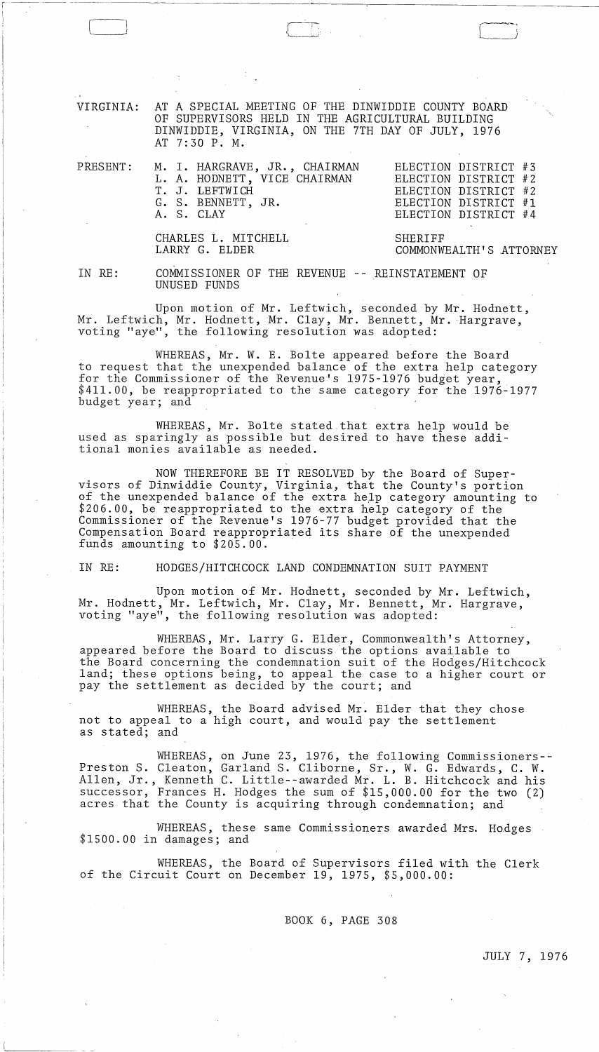VIRGINIA: AT A SPECIAL MEETING OF THE DINWIDDIE COUNTY BOARD OF SUPERVISORS HELD IN THE AGRICULTURAL BUILDING DINWIDDIE, VIRGINIA, ON THE 7TH DAY OF JULY, 1976 AT 7:30 P. M.

| PRESENT: | | |
|---|---|---|
| | M. I. HARGRAVE, JR., CHAIRMAN | ELECTION DISTRICT #3 |
| | L. A. HODNETT, VICE CHAIRMAN | ELECTION DISTRICT #2 |
| | T. J. LEFTWICH | ELECTION DISTRICT #2 |
| | G. S. BENNETT, JR. | ELECTION DISTRICT #1 |
| | A. S. CLAY | ELECTION DISTRICT #4 |
| | CHARLES L. MITCHELL | SHERIFF |
| | LARRY G. ELDER | COMMONWEALTH'S ATTORNEY |

IN RE: COMMISSIONER OF THE REVENUE -- REINSTATEMENT OF UNUSED FUNDS

Upon motion of Mr. Leftwich, seconded by Mr. Hodnett, Mr. Leftwich, Mr. Hodnett, Mr. Clay, Mr. Bennett, Mr. Hargrave, voting "aye", the following resolution was adopted:

WHEREAS, Mr. W. E. Bolte appeared before the Board to request that the unexpended balance of the extra help category for the Commissioner of the Revenue's 1975-1976 budget year, $411.00, be reappropriated to the same category for the 1976-1977 budget year; and

WHEREAS, Mr. Bolte stated that extra help would be used as sparingly as possible but desired to have these additional monies available as needed.

NOW THEREFORE BE IT RESOLVED by the Board of Supervisors of Dinwiddie County, Virginia, that the County's portion of the unexpended balance of the extra help category amounting to $206.00, be reappropriated to the extra help category of the Commissioner of the Revenue's 1976-77 budget provided that the Compensation Board reappropriated its share of the unexpended funds amounting to $205.00.

IN RE: HODGES/HITCHCOCK LAND CONDEMNATION SUIT PAYMENT

Upon motion of Mr. Hodnett, seconded by Mr. Leftwich, Mr. Hodnett, Mr. Leftwich, Mr. Clay, Mr. Bennett, Mr. Hargrave, voting "aye", the following resolution was adopted:

WHEREAS, Mr. Larry G. Elder, Commonwealth's Attorney, appeared before the Board to discuss the options available to the Board concerning the condemnation suit of the Hodges/Hitchcock land; these options being, to appeal the case to a higher court or pay the settlement as decided by the court; and

WHEREAS, the Board advised Mr. Elder that they chose not to appeal to a high court, and would pay the settlement as stated; and

WHEREAS, on June 23, 1976, the following Commissioners--Preston S. Cleaton, Garland S. Cliborne, Sr., W. G. Edwards, C. W. Allen, Jr., Kenneth C. Little--awarded Mr. L. B. Hitchcock and his successor, Frances H. Hodges the sum of $15,000.00 for the two (2) acres that the County is acquiring through condemnation; and

WHEREAS, these same Commissioners awarded Mrs. Hodges $1500.00 in damages; and

WHEREAS, the Board of Supervisors filed with the Clerk of the Circuit Court on December 19, 1975, $5,000.00:

BOOK 6, PAGE 308

JULY 7, 1976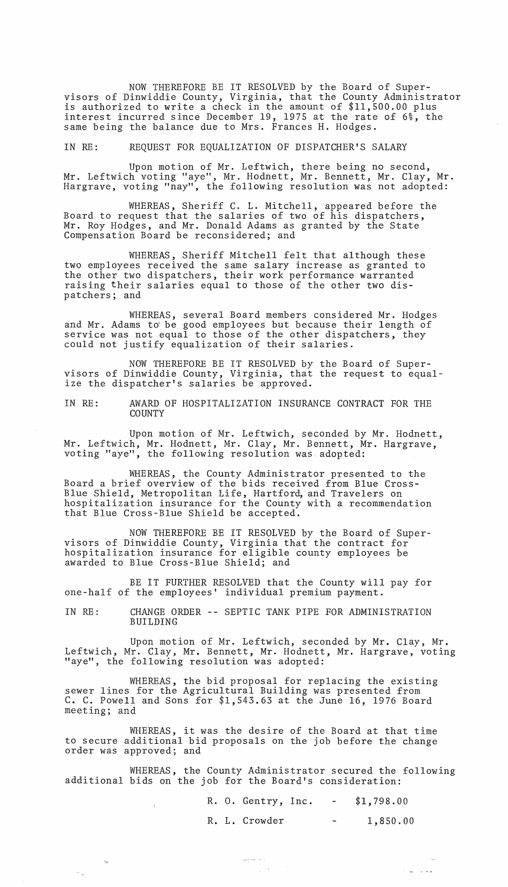NOW THEREFORE BE IT RESOLVED by the Board of Supervisors of Dinwiddie County, Virginia, that the County Administrator is authorized to write a check in the amount of $11,500.00 plus interest incurred since December 19, 1975 at the rate of 6%, the same being the balance due to Mrs. Frances H. Hodges.

IN RE: REQUEST FOR EQUALIZATION OF DISPATCHER'S SALARY

Upon motion of Mr. Leftwich, there being no second, Mr. Leftwich voting "aye", Mr. Hodnett, Mr. Bennett, Mr. Clay, Mr. Hargrave, voting "nay", the following resolution was not adopted:

WHEREAS, Sheriff C. L. Mitchell, appeared before the Board to request that the salaries of two of his dispatchers, Mr. Roy Hodges, and Mr. Donald Adams as granted by the State Compensation Board be reconsidered; and

WHEREAS, Sheriff Mitchell felt that although these two employees received the same salary increase as granted to the other two dispatchers, their work performance warranted raising their salaries equal to those of the other two dispatchers; and

WHEREAS, several Board members considered Mr. Hodges and Mr. Adams to be good employees but because their length of service was not equal to those of the other dispatchers, they could not justify equalization of their salaries.

NOW THEREFORE BE IT RESOLVED by the Board of Supervisors of Dinwiddie County, Virginia, that the request to equalize the dispatcher's salaries be approved.

IN RE: AWARD OF HOSPITALIZATION INSURANCE CONTRACT FOR THE COUNTY

Upon motion of Mr. Leftwich, seconded by Mr. Hodnett, Mr. Leftwich, Mr. Hodnett, Mr. Clay, Mr. Bennett, Mr. Hargrave, voting "aye", the following resolution was adopted:

WHEREAS, the County Administrator presented to the Board a brief overview of the bids received from Blue Cross-Blue Shield, Metropolitan Life, Hartford, and Travelers on hospitalization insurance for the County with a recommendation that Blue Cross-Blue Shield be accepted.

NOW THEREFORE BE IT RESOLVED by the Board of Supervisors of Dinwiddie County, Virginia that the contract for hospitalization insurance for eligible county employees be awarded to Blue Cross-Blue Shield; and

BE IT FURTHER RESOLVED that the County will pay for one-half of the employees' individual premium payment.

IN RE: CHANGE ORDER -- SEPTIC TANK PIPE FOR ADMINISTRATION BUILDING

Upon motion of Mr. Leftwich, seconded by Mr. Clay, Mr. Leftwich, Mr. Clay, Mr. Bennett, Mr. Hodnett, Mr. Hargrave, voting "aye", the following resolution was adopted:

WHEREAS, the bid proposal for replacing the existing sewer lines for the Agricultural Building was presented from C. C. Powell and Sons for $1,543.63 at the June 16, 1976 Board meeting; and

WHEREAS, it was the desire of the Board at that time to secure additional bid proposals on the job before the change order was approved; and

WHEREAS, the County Administrator secured the following additional bids on the job for the Board's consideration:

| | | |
|---|---|---|
| R. O. Gentry, Inc. | - | $1,798.00 |
| R. L. Crowder | - | 1,850.00 |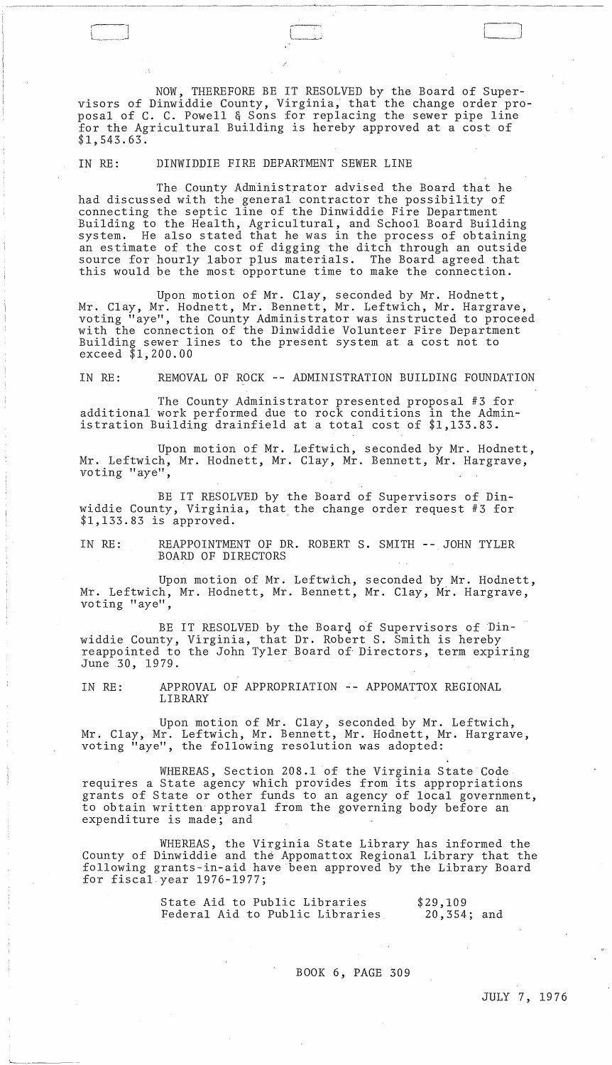NOW, THEREFORE BE IT RESOLVED by the Board of Supervisors of Dinwiddie County, Virginia, that the change order proposal of C. C. Powell & Sons for replacing the sewer pipe line for the Agricultural Building is hereby approved at a cost of $1,543.63.

IN RE: DINWIDDIE FIRE DEPARTMENT SEWER LINE

The County Administrator advised the Board that he had discussed with the general contractor the possibility of connecting the septic line of the Dinwiddie Fire Department Building to the Health, Agricultural, and School Board Building system. He also stated that he was in the process of obtaining an estimate of the cost of digging the ditch through an outside source for hourly labor plus materials. The Board agreed that this would be the most opportune time to make the connection.

Upon motion of Mr. Clay, seconded by Mr. Hodnett, Mr. Clay, Mr. Hodnett, Mr. Bennett, Mr. Leftwich, Mr. Hargrave, voting "aye", the County Administrator was instructed to proceed with the connection of the Dinwiddie Volunteer Fire Department Building sewer lines to the present system at a cost not to exceed $1,200.00

IN RE: REMOVAL OF ROCK -- ADMINISTRATION BUILDING FOUNDATION

The County Administrator presented proposal #3 for additional work performed due to rock conditions in the Administration Building drainfield at a total cost of $1,133.83.

Upon motion of Mr. Leftwich, seconded by Mr. Hodnett, Mr. Leftwich, Mr. Hodnett, Mr. Clay, Mr. Bennett, Mr. Hargrave, voting "aye",

BE IT RESOLVED by the Board of Supervisors of Dinwiddie County, Virginia, that the change order request #3 for $1,133.83 is approved.

IN RE: REAPPOINTMENT OF DR. ROBERT S. SMITH -- JOHN TYLER BOARD OF DIRECTORS

Upon motion of Mr. Leftwich, seconded by Mr. Hodnett, Mr. Leftwich, Mr. Hodnett, Mr. Bennett, Mr. Clay, Mr. Hargrave, voting "aye",

BE IT RESOLVED by the Board of Supervisors of Dinwiddie County, Virginia, that Dr. Robert S. Smith is hereby reappointed to the John Tyler Board of Directors, term expiring June 30, 1979.

IN RE: APPROVAL OF APPROPRIATION -- APPOMATTOX REGIONAL LIBRARY

Upon motion of Mr. Clay, seconded by Mr. Leftwich, Mr. Clay, Mr. Leftwich, Mr. Bennett, Mr. Hodnett, Mr. Hargrave, voting "aye", the following resolution was adopted:

WHEREAS, Section 208.1 of the Virginia State Code requires a State agency which provides from its appropriations grants of State or other funds to an agency of local government, to obtain written approval from the governing body before an expenditure is made; and

WHEREAS, the Virginia State Library has informed the County of Dinwiddie and the Appomattox Regional Library that the following grants-in-aid have been approved by the Library Board for fiscal year 1976-1977;

| | |
|---|---|
| State Aid to Public Libraries | $29,109 |
| Federal Aid to Public Libraries | 20,354; and |

BOOK 6, PAGE 309

JULY 7, 1976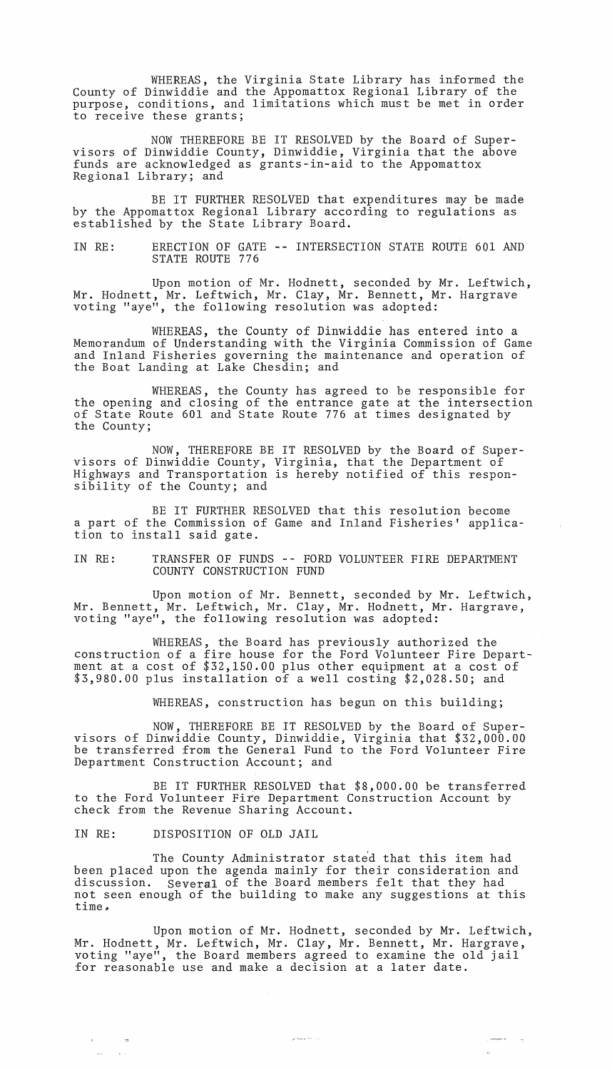WHEREAS, the Virginia State Library has informed the County of Dinwiddie and the Appomattox Regional Library of the purpose, conditions, and limitations which must be met in order to receive these grants;

NOW THEREFORE BE IT RESOLVED by the Board of Supervisors of Dinwiddie County, Dinwiddie, Virginia that the above funds are acknowledged as grants-in-aid to the Appomattox Regional Library; and

BE IT FURTHER RESOLVED that expenditures may be made by the Appomattox Regional Library according to regulations as established by the State Library Board.

IN RE: ERECTION OF GATE -- INTERSECTION STATE ROUTE 601 AND STATE ROUTE 776

Upon motion of Mr. Hodnett, seconded by Mr. Leftwich, Mr. Hodnett, Mr. Leftwich, Mr. Clay, Mr. Bennett, Mr. Hargrave voting "aye", the following resolution was adopted:

WHEREAS, the County of Dinwiddie has entered into a Memorandum of Understanding with the Virginia Commission of Game and Inland Fisheries governing the maintenance and operation of the Boat Landing at Lake Chesdin; and

WHEREAS, the County has agreed to be responsible for the opening and closing of the entrance gate at the intersection of State Route 601 and State Route 776 at times designated by the County;

NOW, THEREFORE BE IT RESOLVED by the Board of Supervisors of Dinwiddie County, Virginia, that the Department of Highways and Transportation is hereby notified of this responsibility of the County; and

BE IT FURTHER RESOLVED that this resolution become a part of the Commission of Game and Inland Fisheries' application to install said gate.

IN RE: TRANSFER OF FUNDS -- FORD VOLUNTEER FIRE DEPARTMENT COUNTY CONSTRUCTION FUND

Upon motion of Mr. Bennett, seconded by Mr. Leftwich, Mr. Bennett, Mr. Leftwich, Mr. Clay, Mr. Hodnett, Mr. Hargrave, voting "aye", the following resolution was adopted:

WHEREAS, the Board has previously authorized the construction of a fire house for the Ford Volunteer Fire Department at a cost of $32,150.00 plus other equipment at a cost of $3,980.00 plus installation of a well costing $2,028.50; and

WHEREAS, construction has begun on this building;

NOW, THEREFORE BE IT RESOLVED by the Board of Supervisors of Dinwiddie County, Dinwiddie, Virginia that $32,000.00 be transferred from the General Fund to the Ford Volunteer Fire Department Construction Account; and

BE IT FURTHER RESOLVED that $8,000.00 be transferred to the Ford Volunteer Fire Department Construction Account by check from the Revenue Sharing Account.

IN RE: DISPOSITION OF OLD JAIL

The County Administrator stated that this item had been placed upon the agenda mainly for their consideration and discussion. Several of the Board members felt that they had not seen enough of the building to make any suggestions at this time.

Upon motion of Mr. Hodnett, seconded by Mr. Leftwich, Mr. Hodnett, Mr. Leftwich, Mr. Clay, Mr. Bennett, Mr. Hargrave, voting "aye", the Board members agreed to examine the old jail for reasonable use and make a decision at a later date.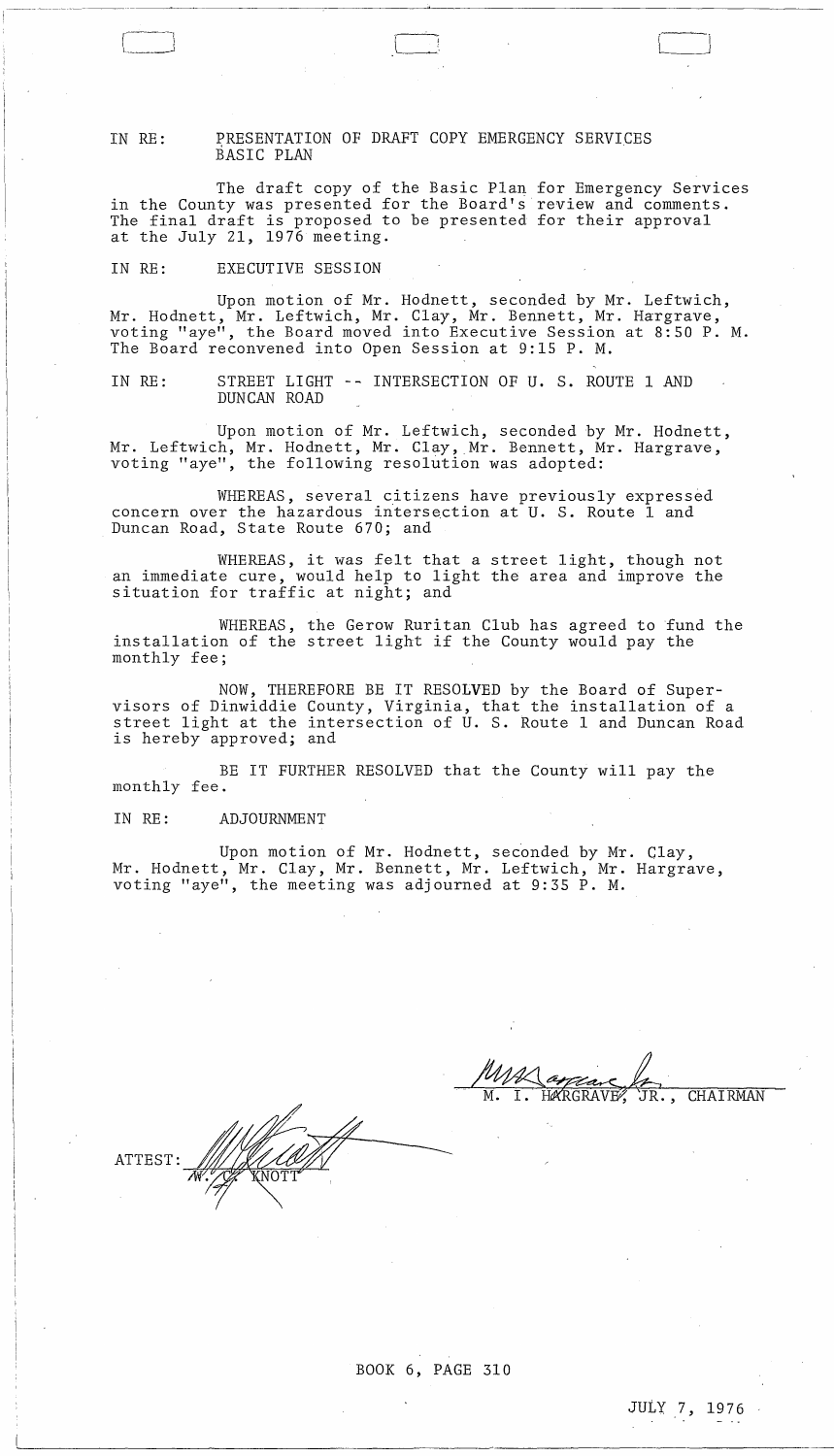IN RE: PRESENTATION OF DRAFT COPY EMERGENCY SERVICES BASIC PLAN

The draft copy of the Basic Plan for Emergency Services in the County was presented for the Board's review and comments. The final draft is proposed to be presented for their approval at the July 21, 1976 meeting.

IN RE: EXECUTIVE SESSION

Upon motion of Mr. Hodnett, seconded by Mr. Leftwich, Mr. Hodnett, Mr. Leftwich, Mr. Clay, Mr. Bennett, Mr. Hargrave, voting "aye", the Board moved into Executive Session at 8:50 P. M. The Board reconvened into Open Session at 9:15 P. M.

IN RE: STREET LIGHT -- INTERSECTION OF U. S. ROUTE 1 AND DUNCAN ROAD

Upon motion of Mr. Leftwich, seconded by Mr. Hodnett, Mr. Leftwich, Mr. Hodnett, Mr. Clay, Mr. Bennett, Mr. Hargrave, voting "aye", the following resolution was adopted:

WHEREAS, several citizens have previously expressed concern over the hazardous intersection at U. S. Route 1 and Duncan Road, State Route 670; and

WHEREAS, it was felt that a street light, though not an immediate cure, would help to light the area and improve the situation for traffic at night; and

WHEREAS, the Gerow Ruritan Club has agreed to fund the installation of the street light if the County would pay the monthly fee;

NOW, THEREFORE BE IT RESOLVED by the Board of Supervisors of Dinwiddie County, Virginia, that the installation of a street light at the intersection of U. S. Route 1 and Duncan Road is hereby approved; and

BE IT FURTHER RESOLVED that the County will pay the monthly fee.

IN RE: ADJOURNMENT

Upon motion of Mr. Hodnett, seconded by Mr. Clay, Mr. Hodnett, Mr. Clay, Mr. Bennett, Mr. Leftwich, Mr. Hargrave, voting "aye", the meeting was adjourned at 9:35 P. M.

M. I. HARGRAVE, JR., CHAIRMAN

ATTEST: W. C. KNOTT

BOOK 6, PAGE 310

JULY 7, 1976